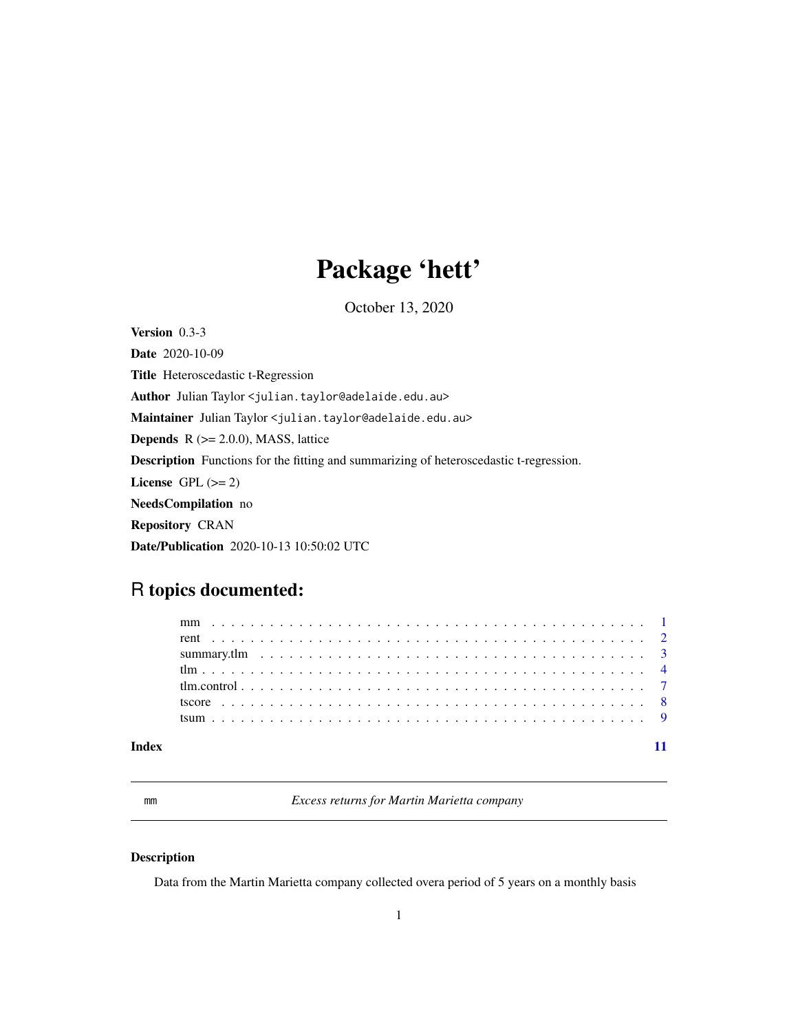# Package 'hett'

October 13, 2020

**Version** 0.3-3

**Date** 2020-10-09

**Title** Heteroscedastic t-Regression

**Author** Julian Taylor <julian.taylor@adelaide.edu.au>

**Maintainer** Julian Taylor <julian.taylor@adelaide.edu.au>

**Depends** R (>= 2.0.0), MASS, lattice

**Description** Functions for the fitting and summarizing of heteroscedastic t-regression.

**License** GPL (>= 2)

**NeedsCompilation** no

**Repository** CRAN

**Date/Publication** 2020-10-13 10:50:02 UTC

## R topics documented:

- mm . . . . . . . . . . . . . . . . . . . . . . . . . . . . . . . . . . . . . . . . . . . . 1
- rent . . . . . . . . . . . . . . . . . . . . . . . . . . . . . . . . . . . . . . . . . . . . 2
- summary.tlm . . . . . . . . . . . . . . . . . . . . . . . . . . . . . . . . . . . . . . . 3
- tlm . . . . . . . . . . . . . . . . . . . . . . . . . . . . . . . . . . . . . . . . . . . . . 4
- tlm.control . . . . . . . . . . . . . . . . . . . . . . . . . . . . . . . . . . . . . . . . 7
- tscore . . . . . . . . . . . . . . . . . . . . . . . . . . . . . . . . . . . . . . . . . . . 8
- tsum . . . . . . . . . . . . . . . . . . . . . . . . . . . . . . . . . . . . . . . . . . . . 9

**Index** 11

---

mm *Excess returns for Martin Marietta company*

---

### Description

Data from the Martin Marietta company collected overa period of 5 years on a monthly basis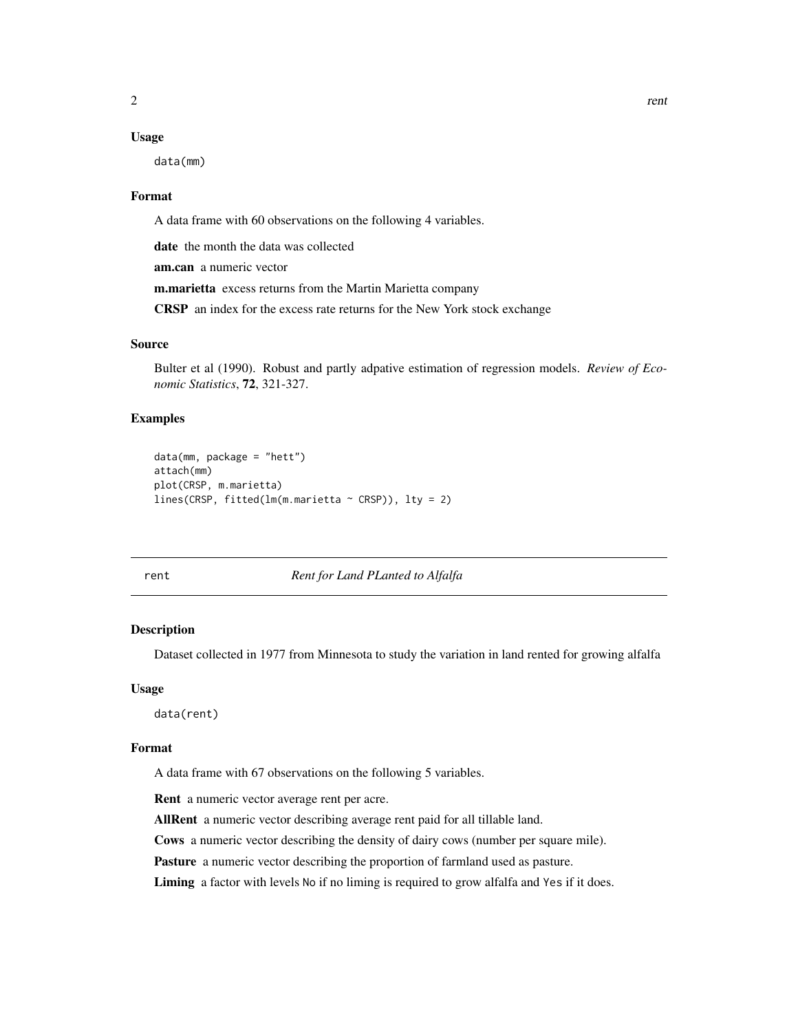### Usage

```
data(mm)
```

### Format

A data frame with 60 observations on the following 4 variables.

**date** the month the data was collected

**am.can** a numeric vector

**m.marietta** excess returns from the Martin Marietta company

**CRSP** an index for the excess rate returns for the New York stock exchange

### Source

Bulter et al (1990). Robust and partly adpative estimation of regression models. *Review of Economic Statistics*, **72**, 321-327.

### Examples

```
data(mm, package = "hett")
attach(mm)
plot(CRSP, m.marietta)
lines(CRSP, fitted(lm(m.marietta ~ CRSP)), lty = 2)
```

---

## rent — *Rent for Land PLanted to Alfalfa*

### Description

Dataset collected in 1977 from Minnesota to study the variation in land rented for growing alfalfa

### Usage

```
data(rent)
```

### Format

A data frame with 67 observations on the following 5 variables.

**Rent** a numeric vector average rent per acre.

**AllRent** a numeric vector describing average rent paid for all tillable land.

**Cows** a numeric vector describing the density of dairy cows (number per square mile).

**Pasture** a numeric vector describing the proportion of farmland used as pasture.

**Liming** a factor with levels No if no liming is required to grow alfalfa and Yes if it does.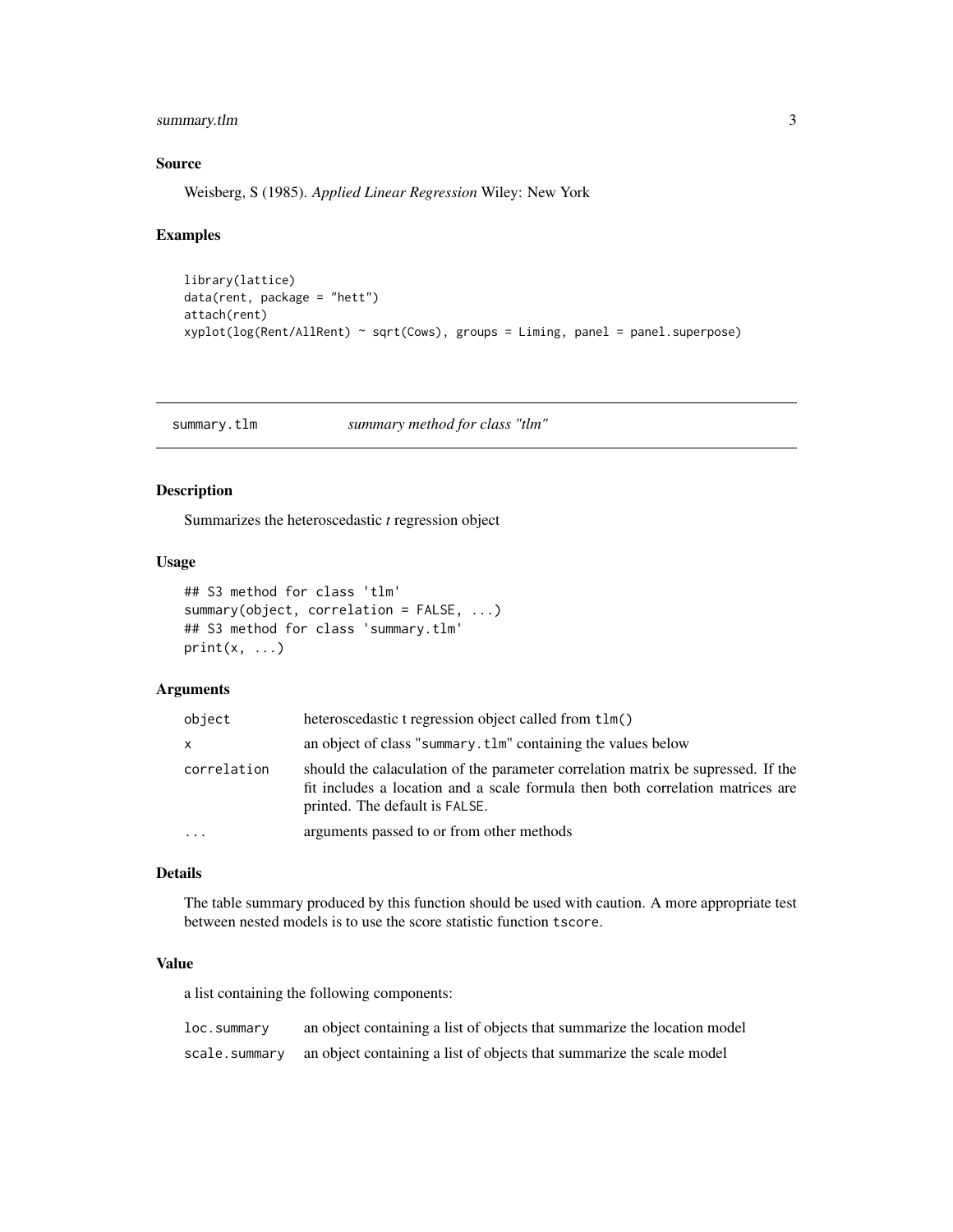### Source

Weisberg, S (1985). *Applied Linear Regression* Wiley: New York

### Examples

```
library(lattice)
data(rent, package = "hett")
attach(rent)
xyplot(log(Rent/AllRent) ~ sqrt(Cows), groups = Liming, panel = panel.superpose)
```

---

## summary.tlm &nbsp;&nbsp;&nbsp;&nbsp; *summary method for class "tlm"*

---

### Description

Summarizes the heteroscedastic *t* regression object

### Usage

```
## S3 method for class 'tlm'
summary(object, correlation = FALSE, ...)
## S3 method for class 'summary.tlm'
print(x, ...)
```

### Arguments

| | |
|---|---|
| `object` | heteroscedastic t regression object called from `tlm()` |
| `x` | an object of class "`summary.tlm`" containing the values below |
| `correlation` | should the calaculation of the parameter correlation matrix be supressed. If the fit includes a location and a scale formula then both correlation matrices are printed. The default is `FALSE`. |
| `...` | arguments passed to or from other methods |

### Details

The table summary produced by this function should be used with caution. A more appropriate test between nested models is to use the score statistic function `tscore`.

### Value

a list containing the following components:

| | |
|---|---|
| `loc.summary` | an object containing a list of objects that summarize the location model |
| `scale.summary` | an object containing a list of objects that summarize the scale model |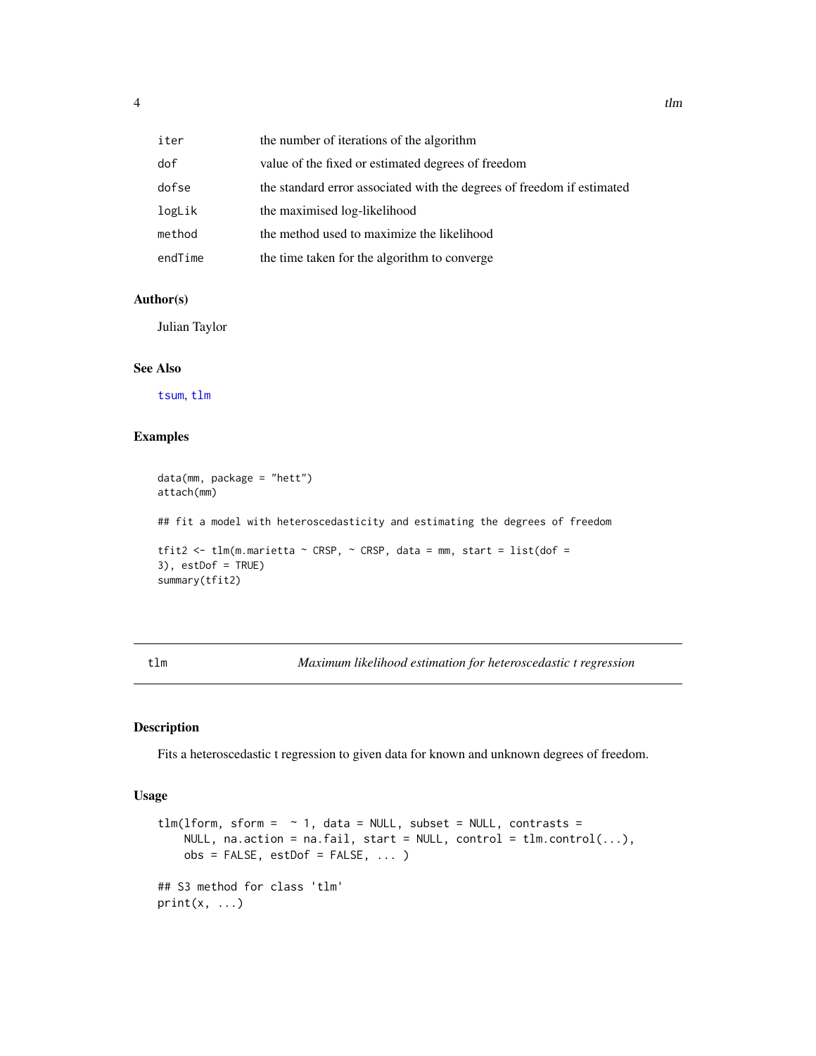| | |
|---|---|
| `iter` | the number of iterations of the algorithm |
| `dof` | value of the fixed or estimated degrees of freedom |
| `dofse` | the standard error associated with the degrees of freedom if estimated |
| `logLik` | the maximised log-likelihood |
| `method` | the method used to maximize the likelihood |
| `endTime` | the time taken for the algorithm to converge |

### Author(s)

Julian Taylor

### See Also

`tsum`, `tlm`

### Examples

```
data(mm, package = "hett")
attach(mm)

## fit a model with heteroscedasticity and estimating the degrees of freedom

tfit2 <- tlm(m.marietta ~ CRSP, ~ CRSP, data = mm, start = list(dof =
3), estDof = TRUE)
summary(tfit2)
```

---

## tlm — *Maximum likelihood estimation for heteroscedastic t regression*

### Description

Fits a heteroscedastic t regression to given data for known and unknown degrees of freedom.

### Usage

```
tlm(lform, sform =  ~ 1, data = NULL, subset = NULL, contrasts =
    NULL, na.action = na.fail, start = NULL, control = tlm.control(...),
    obs = FALSE, estDof = FALSE, ... )

## S3 method for class 'tlm'
print(x, ...)
```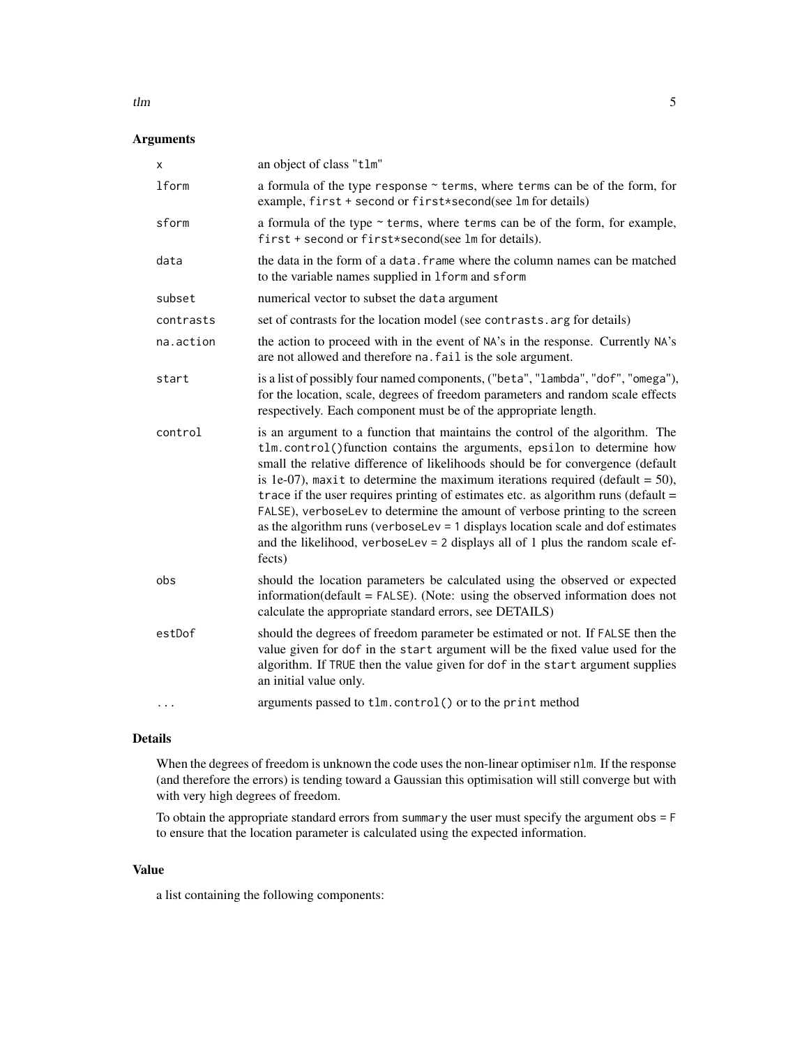## Arguments

| | |
|---|---|
| `x` | an object of class "tlm" |
| `lform` | a formula of the type `response ~ terms`, where `terms` can be of the form, for example, `first + second` or `first*second`(see `lm` for details) |
| `sform` | a formula of the type `~ terms`, where `terms` can be of the form, for example, `first + second` or `first*second`(see `lm` for details). |
| `data` | the data in the form of a `data.frame` where the column names can be matched to the variable names supplied in `lform` and `sform` |
| `subset` | numerical vector to subset the `data` argument |
| `contrasts` | set of contrasts for the location model (see `contrasts.arg` for details) |
| `na.action` | the action to proceed with in the event of `NA`'s in the response. Currently `NA`'s are not allowed and therefore `na.fail` is the sole argument. |
| `start` | is a list of possibly four named components, ("beta", "lambda", "dof", "omega"), for the location, scale, degrees of freedom parameters and random scale effects respectively. Each component must be of the appropriate length. |
| `control` | is an argument to a function that maintains the control of the algorithm. The `tlm.control()`function contains the arguments, `epsilon` to determine how small the relative difference of likelihoods should be for convergence (default is 1e-07), `maxit` to determine the maximum iterations required (default = 50), `trace` if the user requires printing of estimates etc. as algorithm runs (default = `FALSE`), `verboseLev` to determine the amount of verbose printing to the screen as the algorithm runs (`verboseLev = 1` displays location scale and dof estimates and the likelihood, `verboseLev = 2` displays all of 1 plus the random scale effects) |
| `obs` | should the location parameters be calculated using the observed or expected information(default = `FALSE`). (Note: using the observed information does not calculate the appropriate standard errors, see DETAILS) |
| `estDof` | should the degrees of freedom parameter be estimated or not. If `FALSE` then the value given for `dof` in the `start` argument will be the fixed value used for the algorithm. If `TRUE` then the value given for `dof` in the `start` argument supplies an initial value only. |
| `...` | arguments passed to `tlm.control()` or to the `print` method |

## Details

When the degrees of freedom is unknown the code uses the non-linear optimiser `nlm`. If the response (and therefore the errors) is tending toward a Gaussian this optimisation will still converge but with with very high degrees of freedom.

To obtain the appropriate standard errors from `summary` the user must specify the argument `obs = F` to ensure that the location parameter is calculated using the expected information.

## Value

a list containing the following components: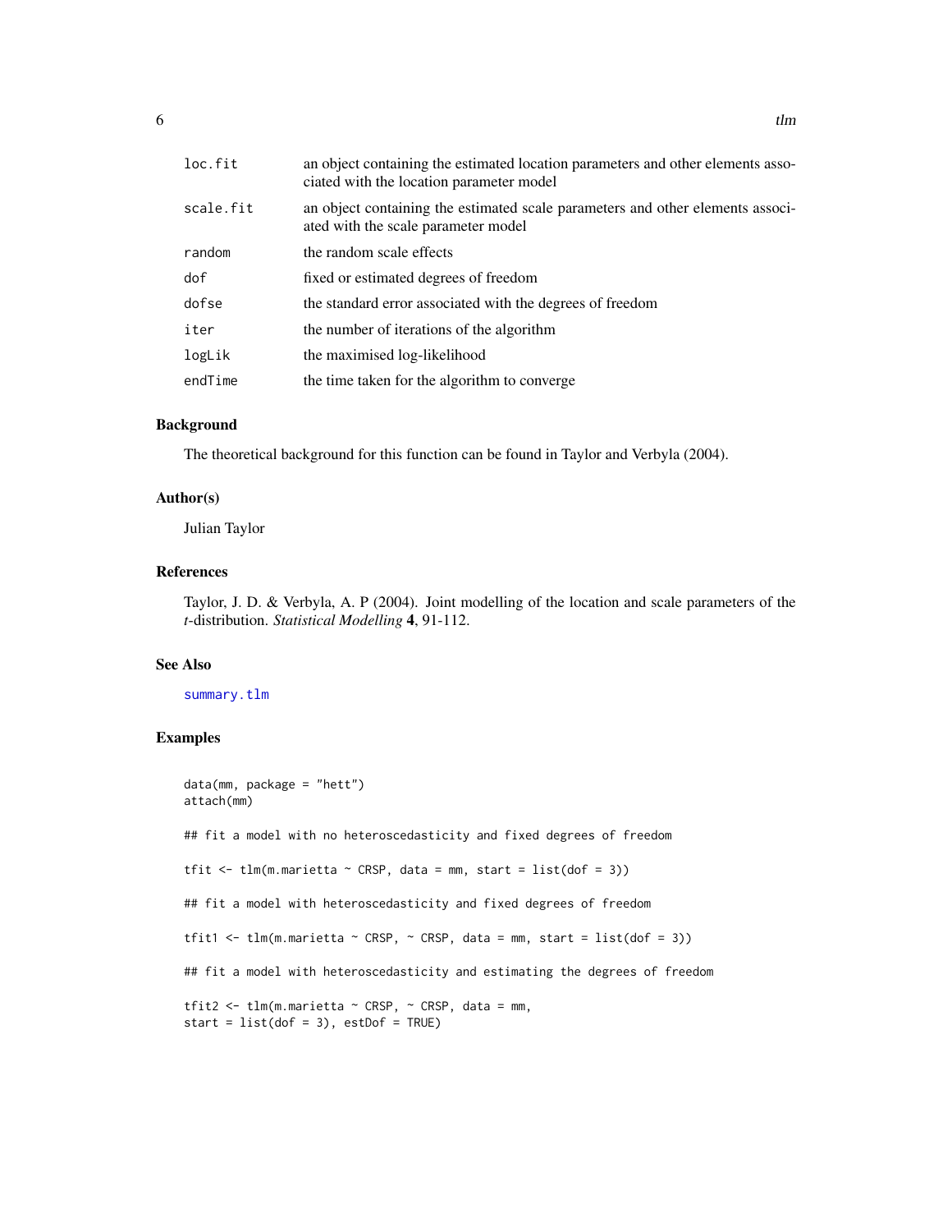| | |
|---|---|
| loc.fit | an object containing the estimated location parameters and other elements associated with the location parameter model |
| scale.fit | an object containing the estimated scale parameters and other elements associated with the scale parameter model |
| random | the random scale effects |
| dof | fixed or estimated degrees of freedom |
| dofse | the standard error associated with the degrees of freedom |
| iter | the number of iterations of the algorithm |
| logLik | the maximised log-likelihood |
| endTime | the time taken for the algorithm to converge |

### Background

The theoretical background for this function can be found in Taylor and Verbyla (2004).

### Author(s)

Julian Taylor

### References

Taylor, J. D. & Verbyla, A. P (2004). Joint modelling of the location and scale parameters of the *t*-distribution. *Statistical Modelling* **4**, 91-112.

### See Also

summary.tlm

### Examples

```
data(mm, package = "hett")
attach(mm)

## fit a model with no heteroscedasticity and fixed degrees of freedom

tfit <- tlm(m.marietta ~ CRSP, data = mm, start = list(dof = 3))

## fit a model with heteroscedasticity and fixed degrees of freedom

tfit1 <- tlm(m.marietta ~ CRSP, ~ CRSP, data = mm, start = list(dof = 3))

## fit a model with heteroscedasticity and estimating the degrees of freedom

tfit2 <- tlm(m.marietta ~ CRSP, ~ CRSP, data = mm,
start = list(dof = 3), estDof = TRUE)
```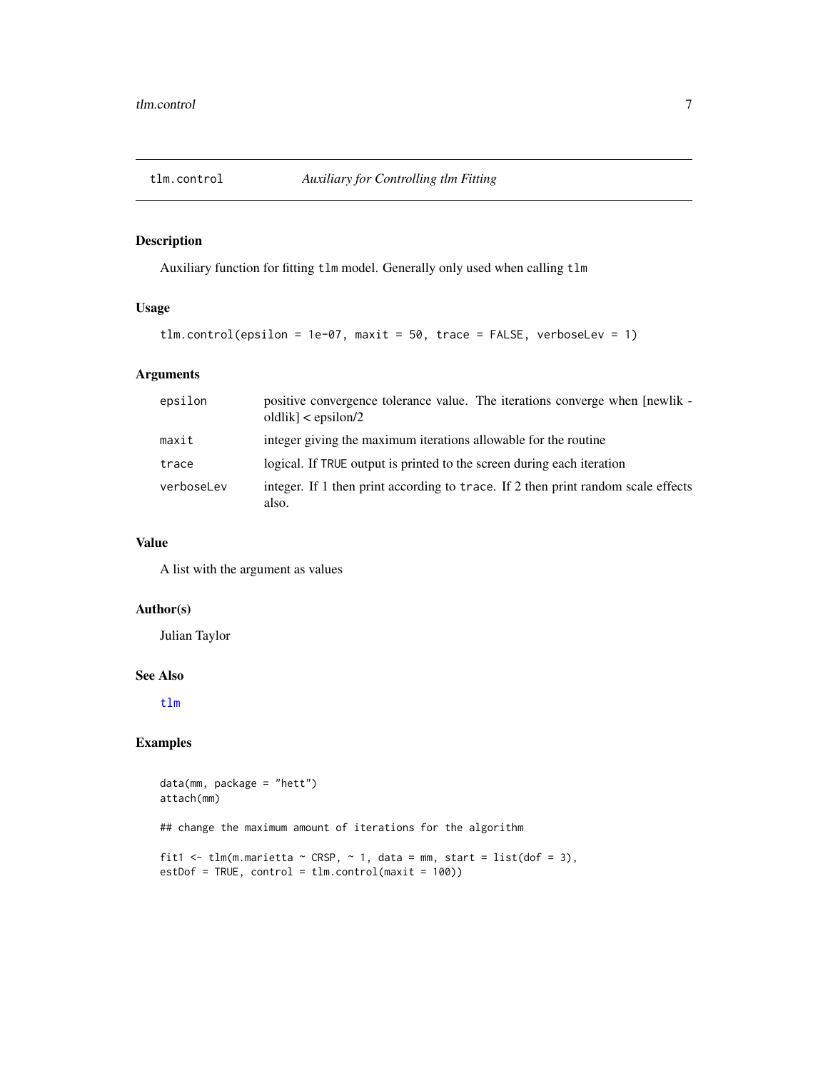# tlm.control *Auxiliary for Controlling tlm Fitting*

## Description

Auxiliary function for fitting `tlm` model. Generally only used when calling `tlm`

## Usage

```
tlm.control(epsilon = 1e-07, maxit = 50, trace = FALSE, verboseLev = 1)
```

## Arguments

| | |
|---|---|
| `epsilon` | positive convergence tolerance value. The iterations converge when [newlik - oldlik] < epsilon/2 |
| `maxit` | integer giving the maximum iterations allowable for the routine |
| `trace` | logical. If `TRUE` output is printed to the screen during each iteration |
| `verboseLev` | integer. If 1 then print according to `trace`. If 2 then print random scale effects also. |

## Value

A list with the argument as values

## Author(s)

Julian Taylor

## See Also

`tlm`

## Examples

```
data(mm, package = "hett")
attach(mm)

## change the maximum amount of iterations for the algorithm

fit1 <- tlm(m.marietta ~ CRSP, ~ 1, data = mm, start = list(dof = 3),
estDof = TRUE, control = tlm.control(maxit = 100))
```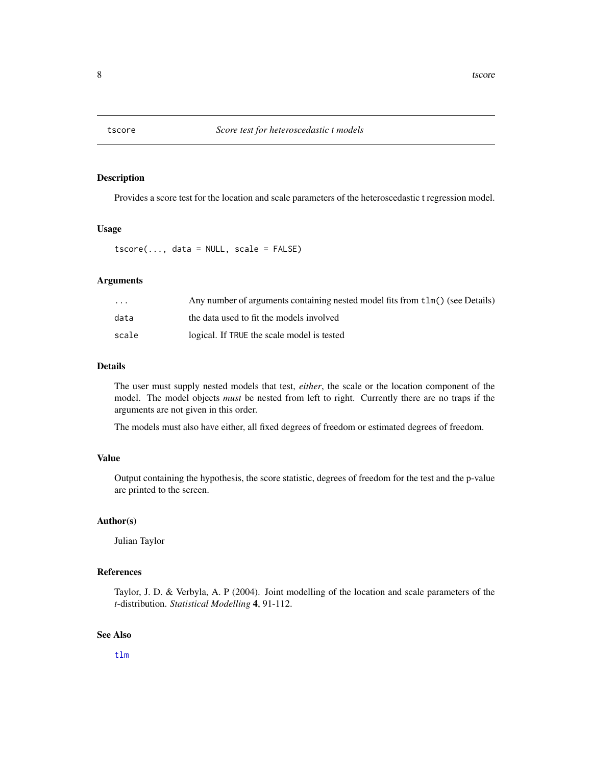# tscore — *Score test for heteroscedastic t models*

## Description

Provides a score test for the location and scale parameters of the heteroscedastic t regression model.

## Usage

```
tscore(..., data = NULL, scale = FALSE)
```

## Arguments

| | |
|---|---|
| `...` | Any number of arguments containing nested model fits from `tlm()` (see Details) |
| `data` | the data used to fit the models involved |
| `scale` | logical. If `TRUE` the scale model is tested |

## Details

The user must supply nested models that test, *either*, the scale or the location component of the model. The model objects *must* be nested from left to right. Currently there are no traps if the arguments are not given in this order.

The models must also have either, all fixed degrees of freedom or estimated degrees of freedom.

## Value

Output containing the hypothesis, the score statistic, degrees of freedom for the test and the p-value are printed to the screen.

## Author(s)

Julian Taylor

## References

Taylor, J. D. & Verbyla, A. P (2004). Joint modelling of the location and scale parameters of the *t*-distribution. *Statistical Modelling* **4**, 91-112.

## See Also

`tlm`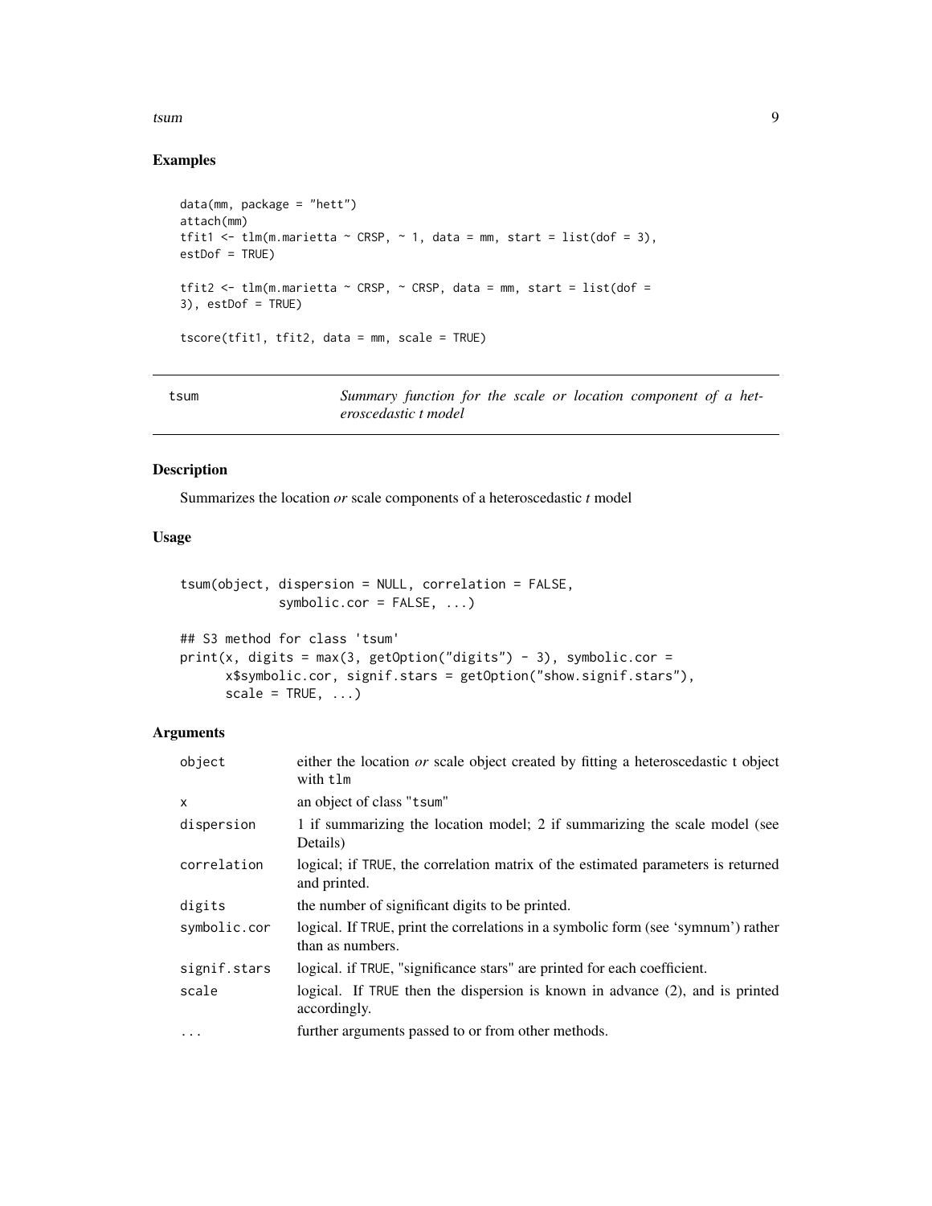## Examples

```
data(mm, package = "hett")
attach(mm)
tfit1 <- tlm(m.marietta ~ CRSP, ~ 1, data = mm, start = list(dof = 3),
estDof = TRUE)

tfit2 <- tlm(m.marietta ~ CRSP, ~ CRSP, data = mm, start = list(dof =
3), estDof = TRUE)

tscore(tfit1, tfit2, data = mm, scale = TRUE)
```

---

# tsum — *Summary function for the scale or location component of a heteroscedastic t model*

---

## Description

Summarizes the location *or* scale components of a heteroscedastic *t* model

## Usage

```
tsum(object, dispersion = NULL, correlation = FALSE,
            symbolic.cor = FALSE, ...)

## S3 method for class 'tsum'
print(x, digits = max(3, getOption("digits") - 3), symbolic.cor =
      x$symbolic.cor, signif.stars = getOption("show.signif.stars"),
      scale = TRUE, ...)
```

## Arguments

| | |
|---|---|
| `object` | either the location *or* scale object created by fitting a heteroscedastic t object with `tlm` |
| `x` | an object of class "`tsum`" |
| `dispersion` | 1 if summarizing the location model; 2 if summarizing the scale model (see Details) |
| `correlation` | logical; if `TRUE`, the correlation matrix of the estimated parameters is returned and printed. |
| `digits` | the number of significant digits to be printed. |
| `symbolic.cor` | logical. If `TRUE`, print the correlations in a symbolic form (see 'symnum') rather than as numbers. |
| `signif.stars` | logical. if `TRUE`, "significance stars" are printed for each coefficient. |
| `scale` | logical. If `TRUE` then the dispersion is known in advance (2), and is printed accordingly. |
| `...` | further arguments passed to or from other methods. |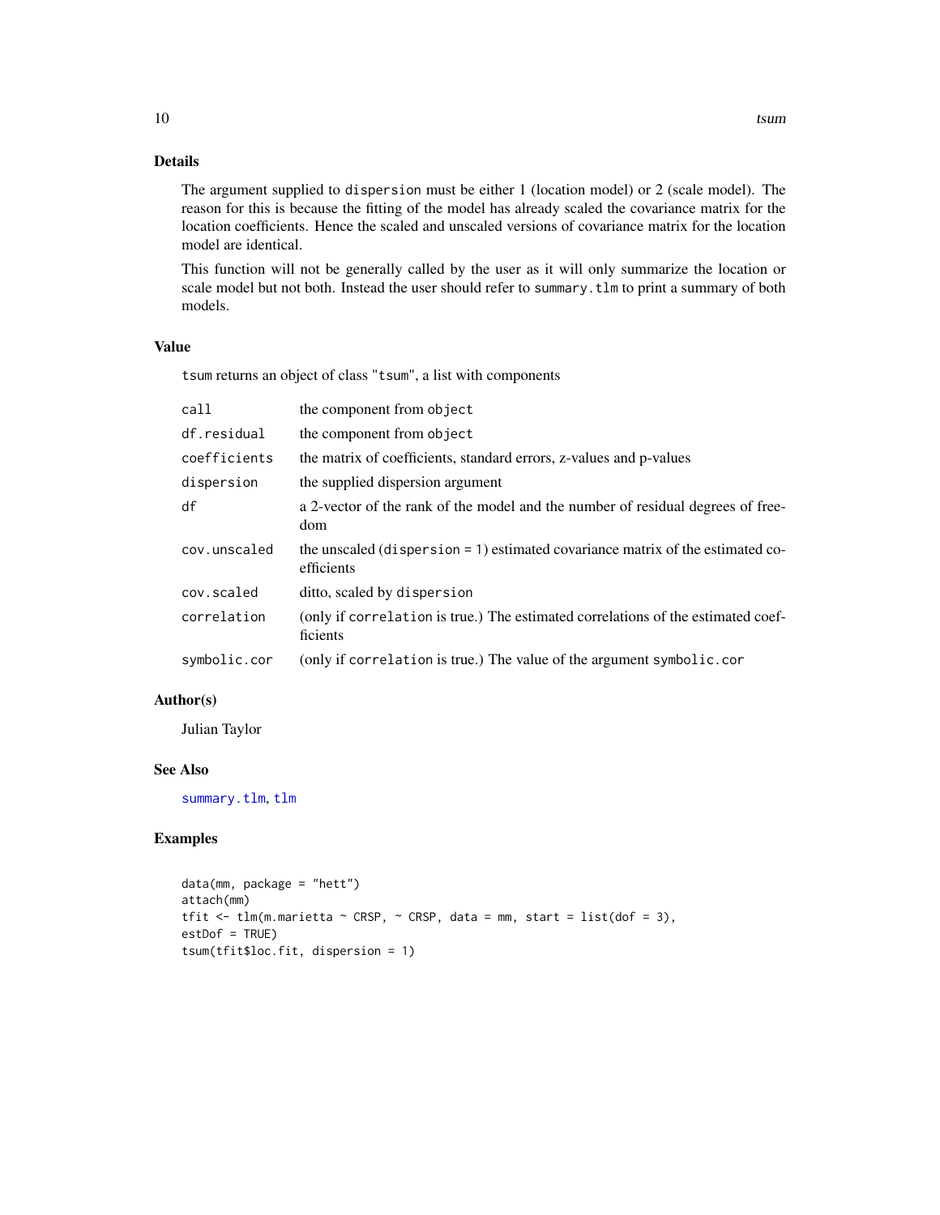## Details

The argument supplied to `dispersion` must be either 1 (location model) or 2 (scale model). The reason for this is because the fitting of the model has already scaled the covariance matrix for the location coefficients. Hence the scaled and unscaled versions of covariance matrix for the location model are identical.

This function will not be generally called by the user as it will only summarize the location or scale model but not both. Instead the user should refer to `summary.tlm` to print a summary of both models.

## Value

`tsum` returns an object of class "`tsum`", a list with components

| | |
|---|---|
| `call` | the component from `object` |
| `df.residual` | the component from `object` |
| `coefficients` | the matrix of coefficients, standard errors, z-values and p-values |
| `dispersion` | the supplied dispersion argument |
| `df` | a 2-vector of the rank of the model and the number of residual degrees of freedom |
| `cov.unscaled` | the unscaled (`dispersion = 1`) estimated covariance matrix of the estimated coefficients |
| `cov.scaled` | ditto, scaled by `dispersion` |
| `correlation` | (only if `correlation` is true.) The estimated correlations of the estimated coefficients |
| `symbolic.cor` | (only if `correlation` is true.) The value of the argument `symbolic.cor` |

## Author(s)

Julian Taylor

## See Also

`summary.tlm`, `tlm`

## Examples

```
data(mm, package = "hett")
attach(mm)
tfit <- tlm(m.marietta ~ CRSP, ~ CRSP, data = mm, start = list(dof = 3),
estDof = TRUE)
tsum(tfit$loc.fit, dispersion = 1)
```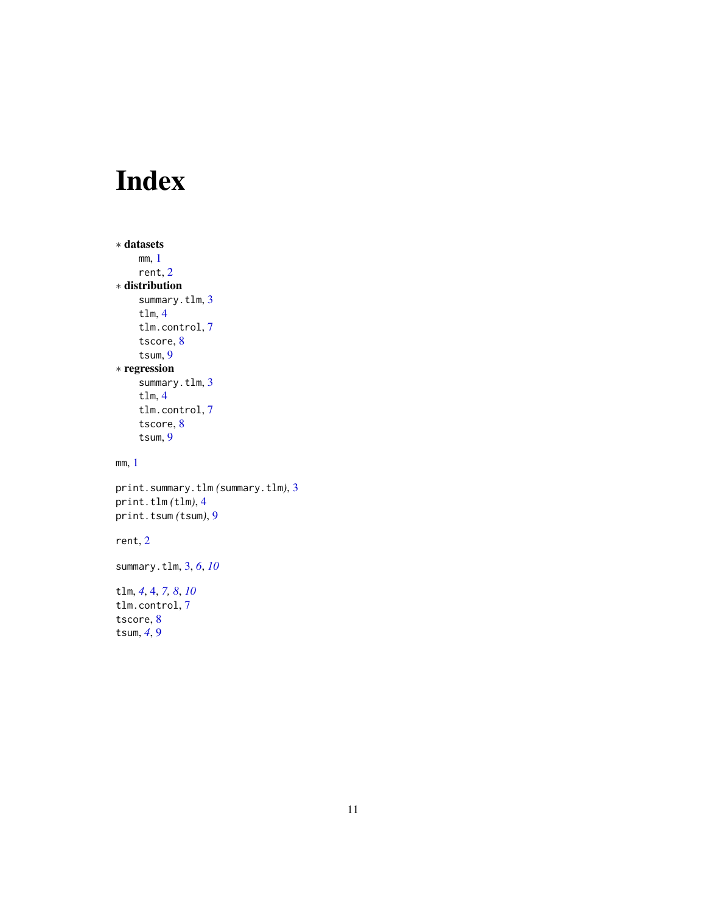# Index

* **datasets**
  - mm, 1
  - rent, 2
* **distribution**
  - summary.tlm, 3
  - tlm, 4
  - tlm.control, 7
  - tscore, 8
  - tsum, 9
* **regression**
  - summary.tlm, 3
  - tlm, 4
  - tlm.control, 7
  - tscore, 8
  - tsum, 9

mm, 1

print.summary.tlm *(*summary.tlm*)*, 3
print.tlm *(*tlm*)*, 4
print.tsum *(*tsum*)*, 9

rent, 2

summary.tlm, 3, *6*, *10*

tlm, *4*, 4, *7*, *8*, *10*
tlm.control, 7
tscore, 8
tsum, *4*, 9